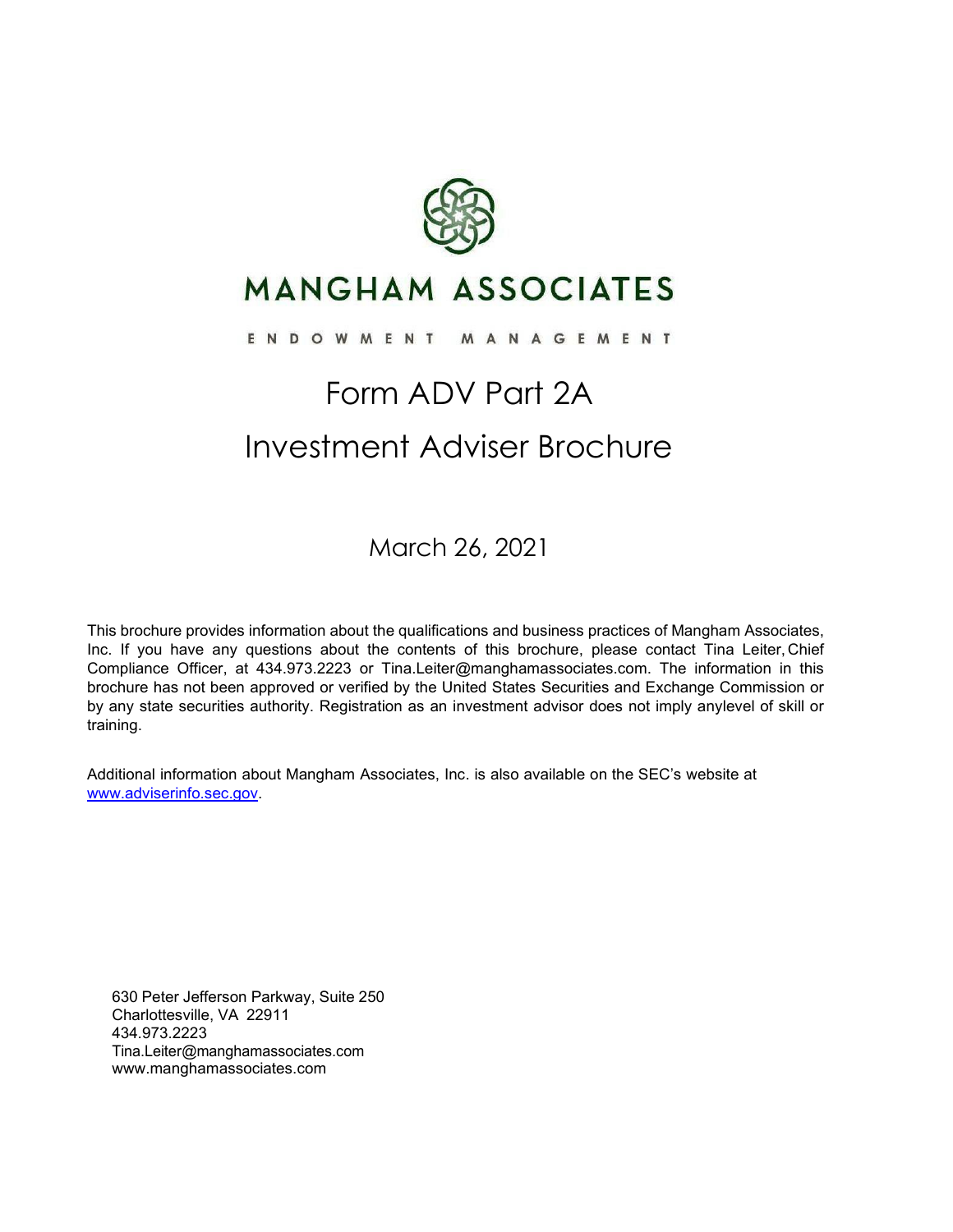# MANGHAM ASSOCIATES

ENDOWMENT MANAGEMENT

# Form ADV Part 2A

# Investment Adviser Brochure

March 26, 2021

This brochure provides information about the qualifications and business practices of Mangham Associates, Inc. If you have any questions about the contents of this brochure, please contact Tina Leiter, Chief Compliance Officer, at 434.973.2223 or Tina.Leiter@manghamassociates.com. The information in this brochure has not been approved or verified by the United States Securities and Exchange Commission or by any state securities authority. Registration as an investment advisor does not imply anylevel of skill or training.

Additional information about Mangham Associates, Inc. is also available on the SEC's website at www.adviserinfo.sec.gov.

630 Peter Jefferson Parkway, Suite 250
Charlottesville, VA 22911
434.973.2223
Tina.Leiter@manghamassociates.com
www.manghamassociates.com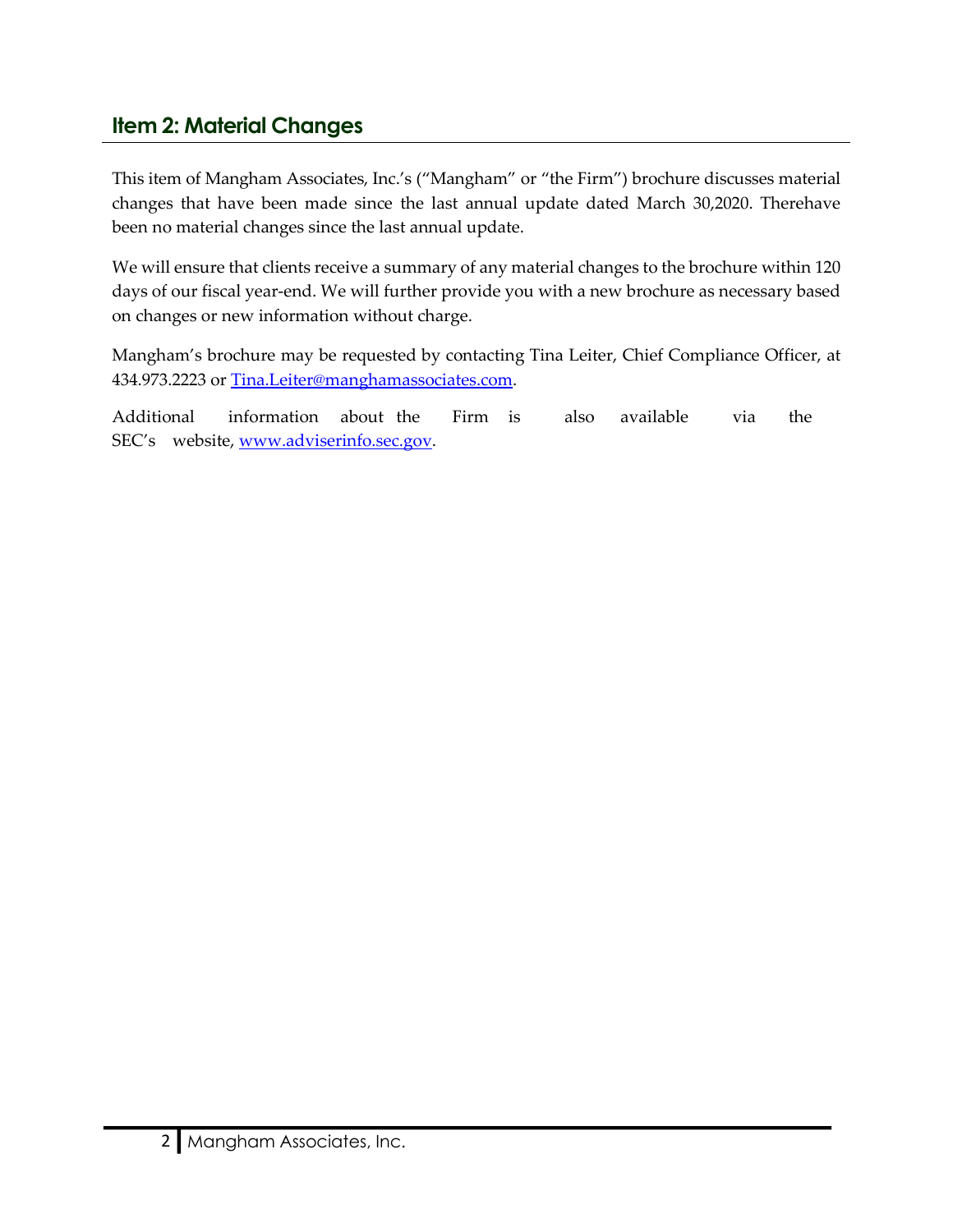## Item 2: Material Changes

This item of Mangham Associates, Inc.'s ("Mangham" or "the Firm") brochure discusses material changes that have been made since the last annual update dated March 30,2020. Therehave been no material changes since the last annual update.

We will ensure that clients receive a summary of any material changes to the brochure within 120 days of our fiscal year-end. We will further provide you with a new brochure as necessary based on changes or new information without charge.

Mangham's brochure may be requested by contacting Tina Leiter, Chief Compliance Officer, at 434.973.2223 or Tina.Leiter@manghamassociates.com.

Additional information about the Firm is also available via the SEC's website, www.adviserinfo.sec.gov.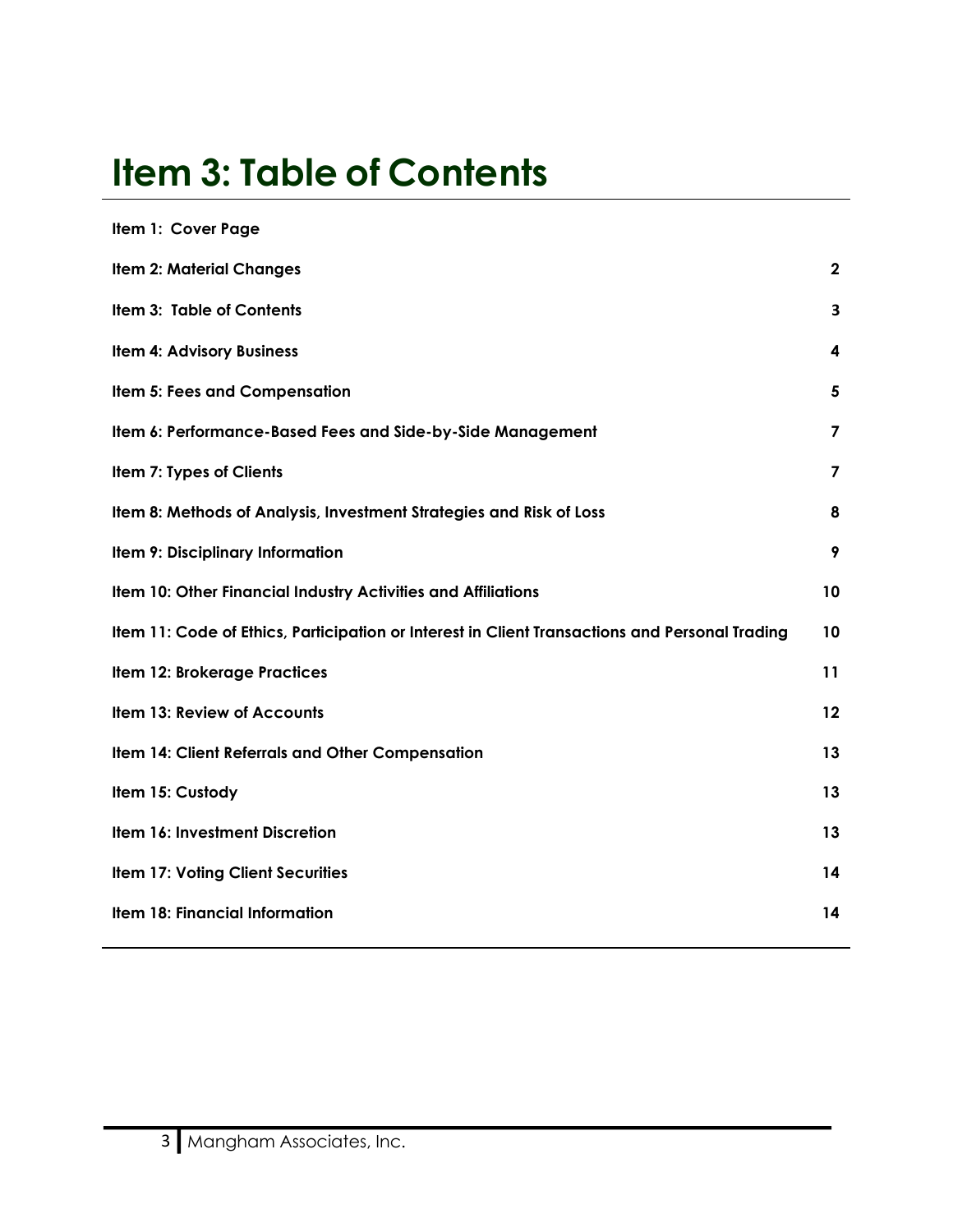# Item 3: Table of Contents

| | |
|---|---|
| **Item 1: Cover Page** | |
| **Item 2: Material Changes** | **2** |
| **Item 3: Table of Contents** | **3** |
| **Item 4: Advisory Business** | **4** |
| **Item 5: Fees and Compensation** | **5** |
| **Item 6: Performance-Based Fees and Side-by-Side Management** | **7** |
| **Item 7: Types of Clients** | **7** |
| **Item 8: Methods of Analysis, Investment Strategies and Risk of Loss** | **8** |
| **Item 9: Disciplinary Information** | **9** |
| **Item 10: Other Financial Industry Activities and Affiliations** | **10** |
| **Item 11: Code of Ethics, Participation or Interest in Client Transactions and Personal Trading** | **10** |
| **Item 12: Brokerage Practices** | **11** |
| **Item 13: Review of Accounts** | **12** |
| **Item 14: Client Referrals and Other Compensation** | **13** |
| **Item 15: Custody** | **13** |
| **Item 16: Investment Discretion** | **13** |
| **Item 17: Voting Client Securities** | **14** |
| **Item 18: Financial Information** | **14** |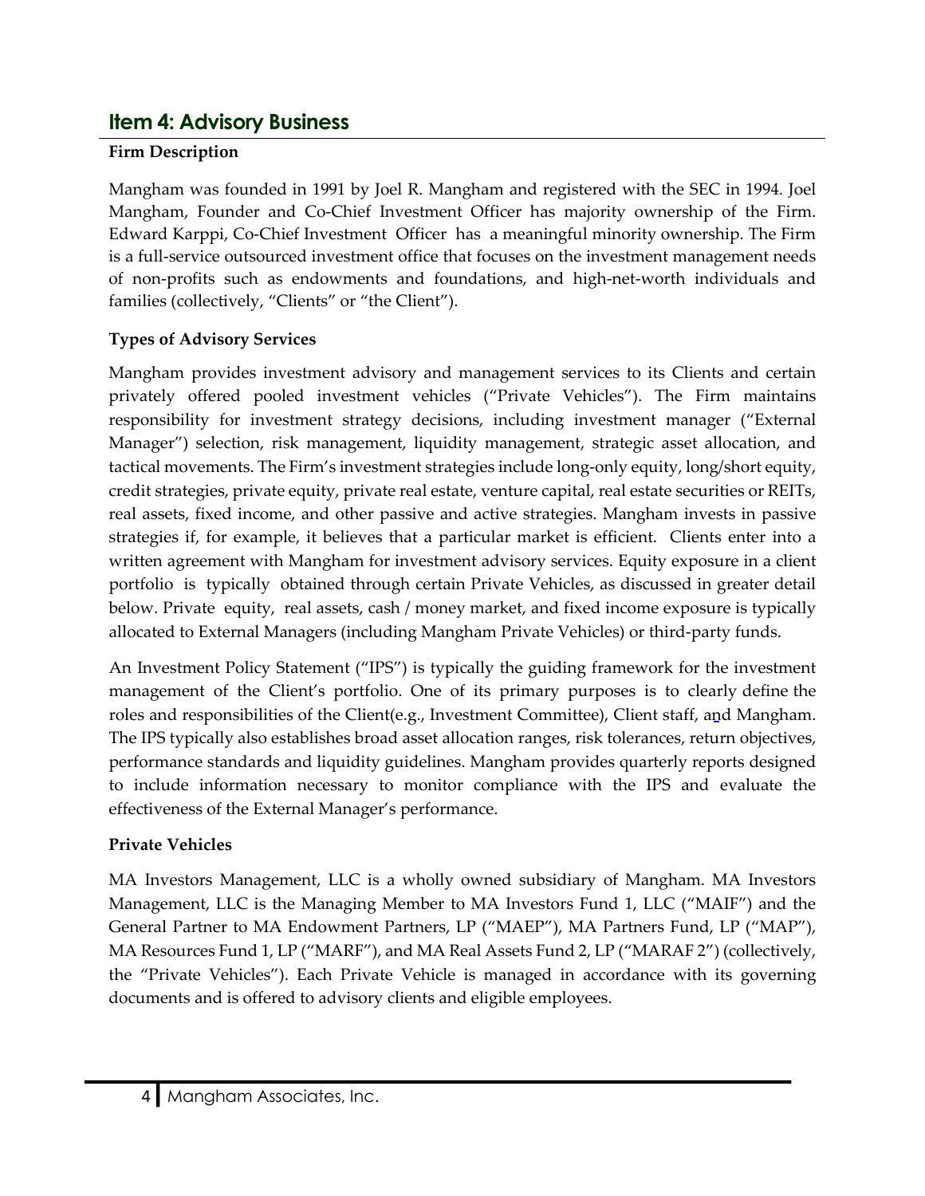## Item 4: Advisory Business

**Firm Description**

Mangham was founded in 1991 by Joel R. Mangham and registered with the SEC in 1994. Joel Mangham, Founder and Co-Chief Investment Officer has majority ownership of the Firm. Edward Karppi, Co-Chief Investment Officer has a meaningful minority ownership. The Firm is a full-service outsourced investment office that focuses on the investment management needs of non-profits such as endowments and foundations, and high-net-worth individuals and families (collectively, "Clients" or "the Client").

**Types of Advisory Services**

Mangham provides investment advisory and management services to its Clients and certain privately offered pooled investment vehicles ("Private Vehicles"). The Firm maintains responsibility for investment strategy decisions, including investment manager ("External Manager") selection, risk management, liquidity management, strategic asset allocation, and tactical movements. The Firm's investment strategies include long-only equity, long/short equity, credit strategies, private equity, private real estate, venture capital, real estate securities or REITs, real assets, fixed income, and other passive and active strategies. Mangham invests in passive strategies if, for example, it believes that a particular market is efficient. Clients enter into a written agreement with Mangham for investment advisory services. Equity exposure in a client portfolio is typically obtained through certain Private Vehicles, as discussed in greater detail below. Private equity, real assets, cash / money market, and fixed income exposure is typically allocated to External Managers (including Mangham Private Vehicles) or third-party funds.

An Investment Policy Statement ("IPS") is typically the guiding framework for the investment management of the Client's portfolio. One of its primary purposes is to clearly define the roles and responsibilities of the Client(e.g., Investment Committee), Client staff, and Mangham. The IPS typically also establishes broad asset allocation ranges, risk tolerances, return objectives, performance standards and liquidity guidelines. Mangham provides quarterly reports designed to include information necessary to monitor compliance with the IPS and evaluate the effectiveness of the External Manager's performance.

**Private Vehicles**

MA Investors Management, LLC is a wholly owned subsidiary of Mangham. MA Investors Management, LLC is the Managing Member to MA Investors Fund 1, LLC ("MAIF") and the General Partner to MA Endowment Partners, LP ("MAEP"), MA Partners Fund, LP ("MAP"), MA Resources Fund 1, LP ("MARF"), and MA Real Assets Fund 2, LP ("MARAF 2") (collectively, the "Private Vehicles"). Each Private Vehicle is managed in accordance with its governing documents and is offered to advisory clients and eligible employees.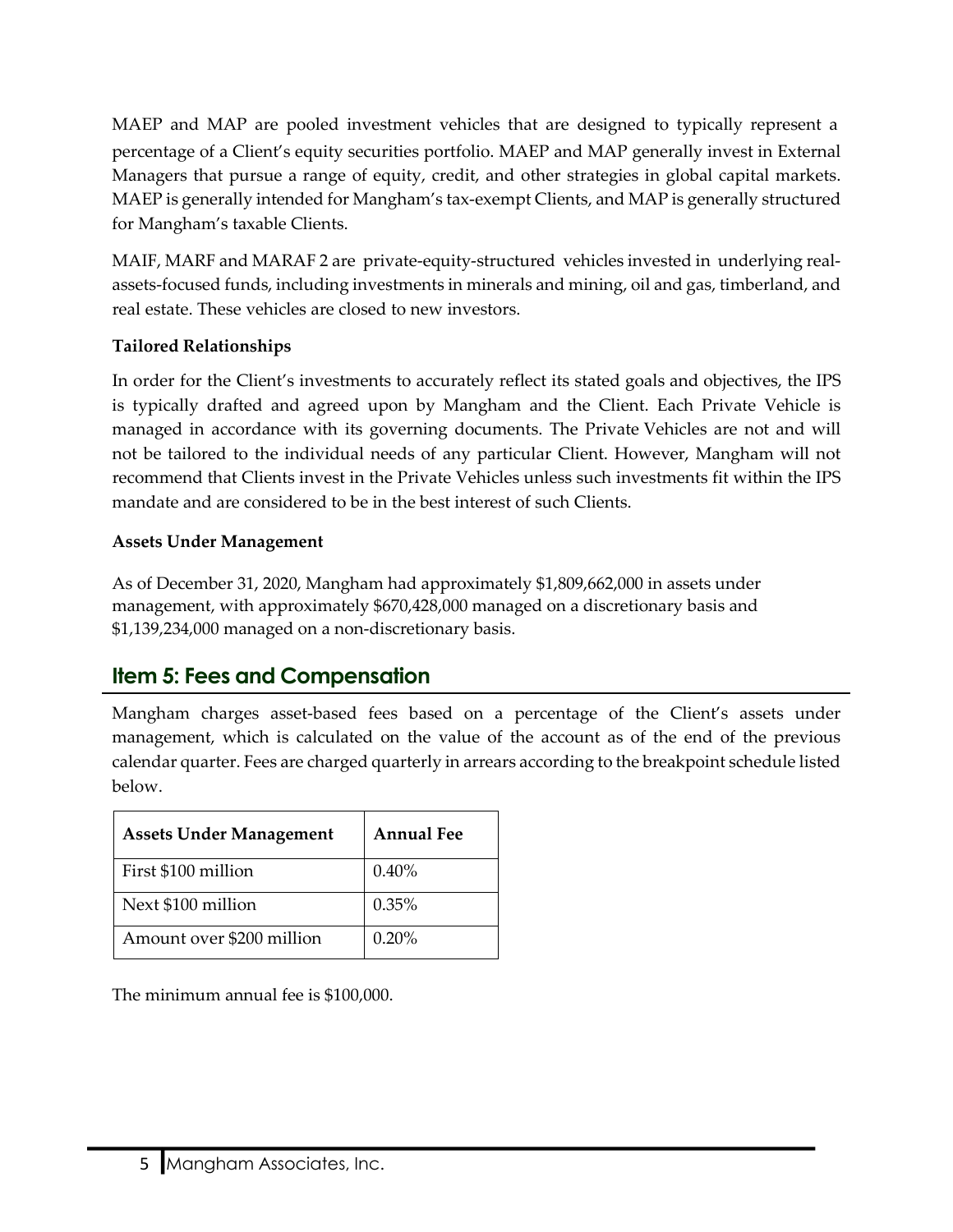MAEP and MAP are pooled investment vehicles that are designed to typically represent a percentage of a Client's equity securities portfolio. MAEP and MAP generally invest in External Managers that pursue a range of equity, credit, and other strategies in global capital markets. MAEP is generally intended for Mangham's tax-exempt Clients, and MAP is generally structured for Mangham's taxable Clients.

MAIF, MARF and MARAF 2 are private-equity-structured vehicles invested in underlying real-assets-focused funds, including investments in minerals and mining, oil and gas, timberland, and real estate. These vehicles are closed to new investors.

**Tailored Relationships**

In order for the Client's investments to accurately reflect its stated goals and objectives, the IPS is typically drafted and agreed upon by Mangham and the Client. Each Private Vehicle is managed in accordance with its governing documents. The Private Vehicles are not and will not be tailored to the individual needs of any particular Client. However, Mangham will not recommend that Clients invest in the Private Vehicles unless such investments fit within the IPS mandate and are considered to be in the best interest of such Clients.

**Assets Under Management**

As of December 31, 2020, Mangham had approximately $1,809,662,000 in assets under management, with approximately $670,428,000 managed on a discretionary basis and $1,139,234,000 managed on a non-discretionary basis.

## Item 5: Fees and Compensation

Mangham charges asset-based fees based on a percentage of the Client's assets under management, which is calculated on the value of the account as of the end of the previous calendar quarter. Fees are charged quarterly in arrears according to the breakpoint schedule listed below.

| Assets Under Management | Annual Fee |
|---|---|
| First $100 million | 0.40% |
| Next $100 million | 0.35% |
| Amount over $200 million | 0.20% |

The minimum annual fee is $100,000.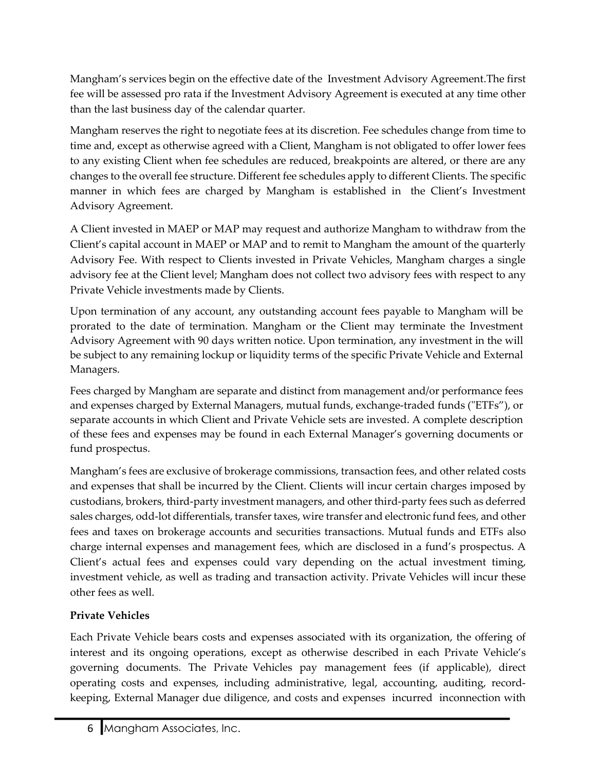Mangham's services begin on the effective date of the Investment Advisory Agreement.The first fee will be assessed pro rata if the Investment Advisory Agreement is executed at any time other than the last business day of the calendar quarter.

Mangham reserves the right to negotiate fees at its discretion. Fee schedules change from time to time and, except as otherwise agreed with a Client, Mangham is not obligated to offer lower fees to any existing Client when fee schedules are reduced, breakpoints are altered, or there are any changes to the overall fee structure. Different fee schedules apply to different Clients. The specific manner in which fees are charged by Mangham is established in the Client's Investment Advisory Agreement.

A Client invested in MAEP or MAP may request and authorize Mangham to withdraw from the Client's capital account in MAEP or MAP and to remit to Mangham the amount of the quarterly Advisory Fee. With respect to Clients invested in Private Vehicles, Mangham charges a single advisory fee at the Client level; Mangham does not collect two advisory fees with respect to any Private Vehicle investments made by Clients.

Upon termination of any account, any outstanding account fees payable to Mangham will be prorated to the date of termination. Mangham or the Client may terminate the Investment Advisory Agreement with 90 days written notice. Upon termination, any investment in the will be subject to any remaining lockup or liquidity terms of the specific Private Vehicle and External Managers.

Fees charged by Mangham are separate and distinct from management and/or performance fees and expenses charged by External Managers, mutual funds, exchange-traded funds ("ETFs"), or separate accounts in which Client and Private Vehicle sets are invested. A complete description of these fees and expenses may be found in each External Manager's governing documents or fund prospectus.

Mangham's fees are exclusive of brokerage commissions, transaction fees, and other related costs and expenses that shall be incurred by the Client. Clients will incur certain charges imposed by custodians, brokers, third-party investment managers, and other third-party fees such as deferred sales charges, odd-lot differentials, transfer taxes, wire transfer and electronic fund fees, and other fees and taxes on brokerage accounts and securities transactions. Mutual funds and ETFs also charge internal expenses and management fees, which are disclosed in a fund's prospectus. A Client's actual fees and expenses could vary depending on the actual investment timing, investment vehicle, as well as trading and transaction activity. Private Vehicles will incur these other fees as well.

**Private Vehicles**

Each Private Vehicle bears costs and expenses associated with its organization, the offering of interest and its ongoing operations, except as otherwise described in each Private Vehicle's governing documents. The Private Vehicles pay management fees (if applicable), direct operating costs and expenses, including administrative, legal, accounting, auditing, record-keeping, External Manager due diligence, and costs and expenses incurred inconnection with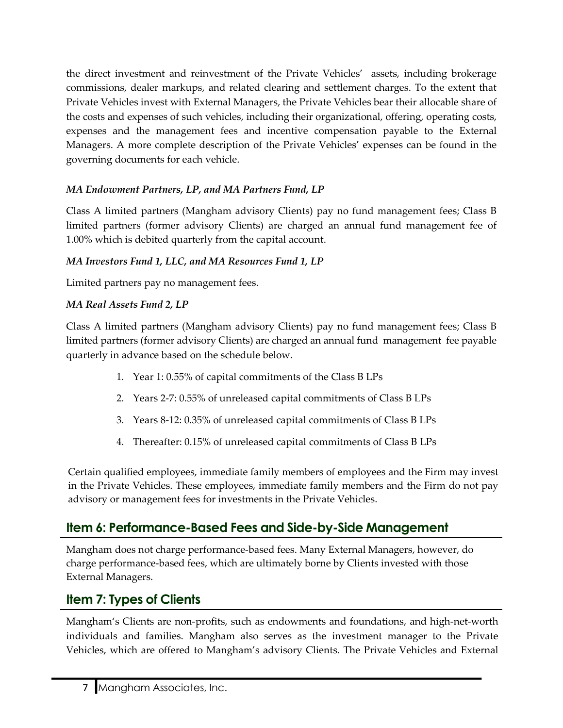the direct investment and reinvestment of the Private Vehicles' assets, including brokerage commissions, dealer markups, and related clearing and settlement charges. To the extent that Private Vehicles invest with External Managers, the Private Vehicles bear their allocable share of the costs and expenses of such vehicles, including their organizational, offering, operating costs, expenses and the management fees and incentive compensation payable to the External Managers. A more complete description of the Private Vehicles' expenses can be found in the governing documents for each vehicle.

*MA Endowment Partners, LP, and MA Partners Fund, LP*

Class A limited partners (Mangham advisory Clients) pay no fund management fees; Class B limited partners (former advisory Clients) are charged an annual fund management fee of 1.00% which is debited quarterly from the capital account.

*MA Investors Fund 1, LLC, and MA Resources Fund 1, LP*

Limited partners pay no management fees.

*MA Real Assets Fund 2, LP*

Class A limited partners (Mangham advisory Clients) pay no fund management fees; Class B limited partners (former advisory Clients) are charged an annual fund management fee payable quarterly in advance based on the schedule below.

1. Year 1: 0.55% of capital commitments of the Class B LPs
2. Years 2-7: 0.55% of unreleased capital commitments of Class B LPs
3. Years 8-12: 0.35% of unreleased capital commitments of Class B LPs
4. Thereafter: 0.15% of unreleased capital commitments of Class B LPs

Certain qualified employees, immediate family members of employees and the Firm may invest in the Private Vehicles. These employees, immediate family members and the Firm do not pay advisory or management fees for investments in the Private Vehicles.

## Item 6: Performance-Based Fees and Side-by-Side Management

Mangham does not charge performance-based fees. Many External Managers, however, do charge performance-based fees, which are ultimately borne by Clients invested with those External Managers.

## Item 7: Types of Clients

Mangham's Clients are non-profits, such as endowments and foundations, and high-net-worth individuals and families. Mangham also serves as the investment manager to the Private Vehicles, which are offered to Mangham's advisory Clients. The Private Vehicles and External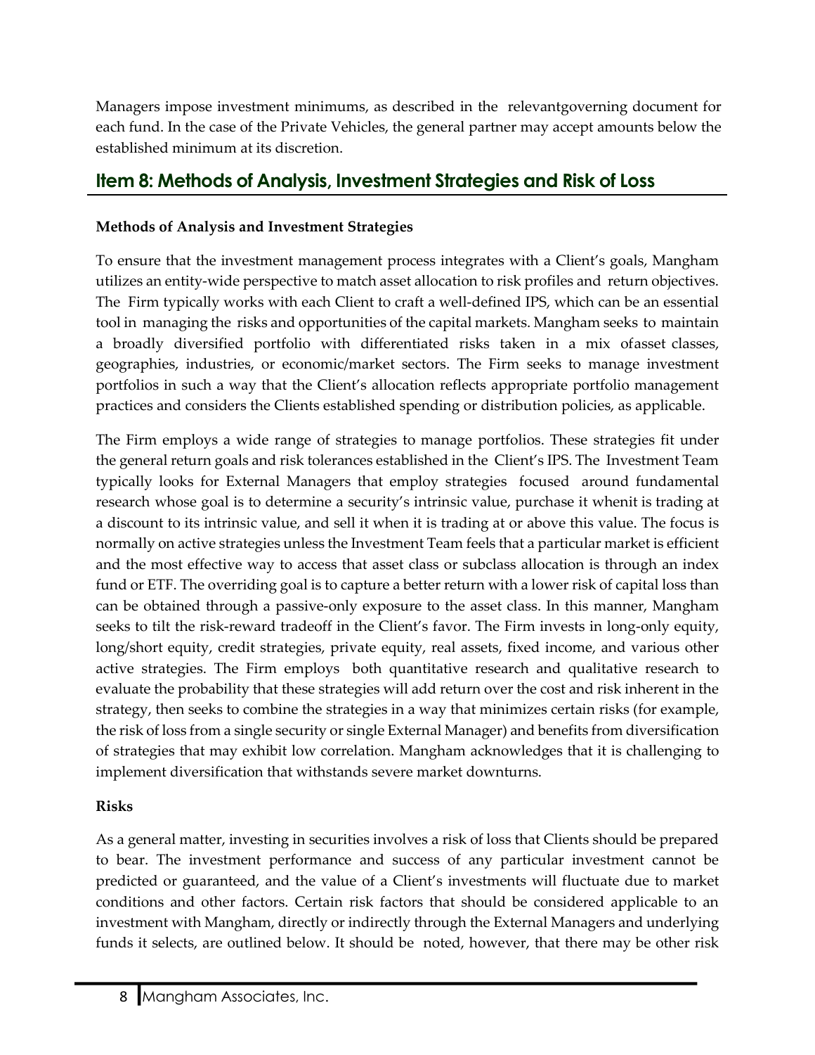Managers impose investment minimums, as described in the relevantgoverning document for each fund. In the case of the Private Vehicles, the general partner may accept amounts below the established minimum at its discretion.

## Item 8: Methods of Analysis, Investment Strategies and Risk of Loss

**Methods of Analysis and Investment Strategies**

To ensure that the investment management process integrates with a Client's goals, Mangham utilizes an entity-wide perspective to match asset allocation to risk profiles and return objectives. The Firm typically works with each Client to craft a well-defined IPS, which can be an essential tool in managing the risks and opportunities of the capital markets. Mangham seeks to maintain a broadly diversified portfolio with differentiated risks taken in a mix ofasset classes, geographies, industries, or economic/market sectors. The Firm seeks to manage investment portfolios in such a way that the Client's allocation reflects appropriate portfolio management practices and considers the Clients established spending or distribution policies, as applicable.

The Firm employs a wide range of strategies to manage portfolios. These strategies fit under the general return goals and risk tolerances established in the Client's IPS. The Investment Team typically looks for External Managers that employ strategies focused around fundamental research whose goal is to determine a security's intrinsic value, purchase it whenit is trading at a discount to its intrinsic value, and sell it when it is trading at or above this value. The focus is normally on active strategies unless the Investment Team feels that a particular market is efficient and the most effective way to access that asset class or subclass allocation is through an index fund or ETF. The overriding goal is to capture a better return with a lower risk of capital loss than can be obtained through a passive-only exposure to the asset class. In this manner, Mangham seeks to tilt the risk-reward tradeoff in the Client's favor. The Firm invests in long-only equity, long/short equity, credit strategies, private equity, real assets, fixed income, and various other active strategies. The Firm employs both quantitative research and qualitative research to evaluate the probability that these strategies will add return over the cost and risk inherent in the strategy, then seeks to combine the strategies in a way that minimizes certain risks (for example, the risk of loss from a single security or single External Manager) and benefits from diversification of strategies that may exhibit low correlation. Mangham acknowledges that it is challenging to implement diversification that withstands severe market downturns.

**Risks**

As a general matter, investing in securities involves a risk of loss that Clients should be prepared to bear. The investment performance and success of any particular investment cannot be predicted or guaranteed, and the value of a Client's investments will fluctuate due to market conditions and other factors. Certain risk factors that should be considered applicable to an investment with Mangham, directly or indirectly through the External Managers and underlying funds it selects, are outlined below. It should be noted, however, that there may be other risk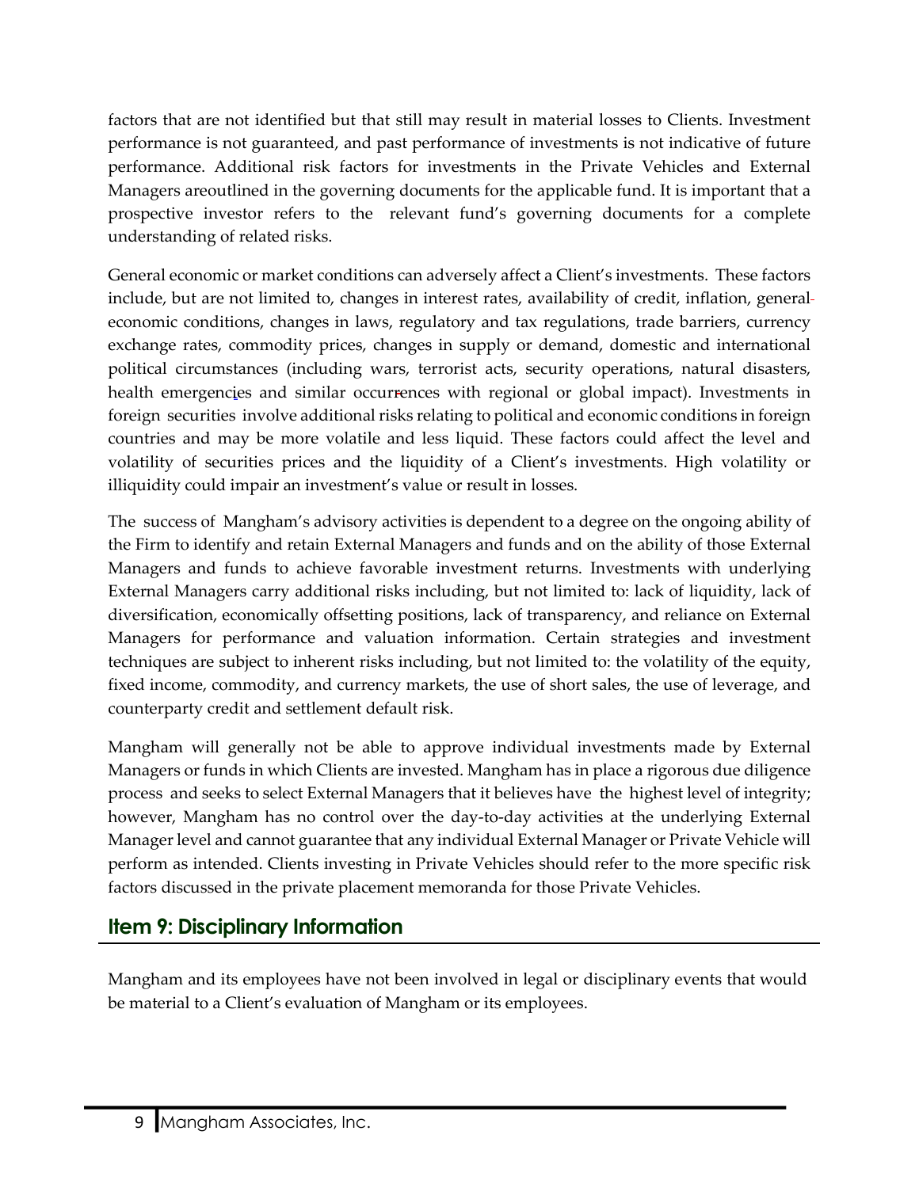factors that are not identified but that still may result in material losses to Clients. Investment performance is not guaranteed, and past performance of investments is not indicative of future performance. Additional risk factors for investments in the Private Vehicles and External Managers areoutlined in the governing documents for the applicable fund. It is important that a prospective investor refers to the relevant fund's governing documents for a complete understanding of related risks.

General economic or market conditions can adversely affect a Client's investments. These factors include, but are not limited to, changes in interest rates, availability of credit, inflation, general economic conditions, changes in laws, regulatory and tax regulations, trade barriers, currency exchange rates, commodity prices, changes in supply or demand, domestic and international political circumstances (including wars, terrorist acts, security operations, natural disasters, health emergencies and similar occurrences with regional or global impact). Investments in foreign securities involve additional risks relating to political and economic conditions in foreign countries and may be more volatile and less liquid. These factors could affect the level and volatility of securities prices and the liquidity of a Client's investments. High volatility or illiquidity could impair an investment's value or result in losses.

The success of Mangham's advisory activities is dependent to a degree on the ongoing ability of the Firm to identify and retain External Managers and funds and on the ability of those External Managers and funds to achieve favorable investment returns. Investments with underlying External Managers carry additional risks including, but not limited to: lack of liquidity, lack of diversification, economically offsetting positions, lack of transparency, and reliance on External Managers for performance and valuation information. Certain strategies and investment techniques are subject to inherent risks including, but not limited to: the volatility of the equity, fixed income, commodity, and currency markets, the use of short sales, the use of leverage, and counterparty credit and settlement default risk.

Mangham will generally not be able to approve individual investments made by External Managers or funds in which Clients are invested. Mangham has in place a rigorous due diligence process and seeks to select External Managers that it believes have the highest level of integrity; however, Mangham has no control over the day-to-day activities at the underlying External Manager level and cannot guarantee that any individual External Manager or Private Vehicle will perform as intended. Clients investing in Private Vehicles should refer to the more specific risk factors discussed in the private placement memoranda for those Private Vehicles.

## Item 9: Disciplinary Information

Mangham and its employees have not been involved in legal or disciplinary events that would be material to a Client's evaluation of Mangham or its employees.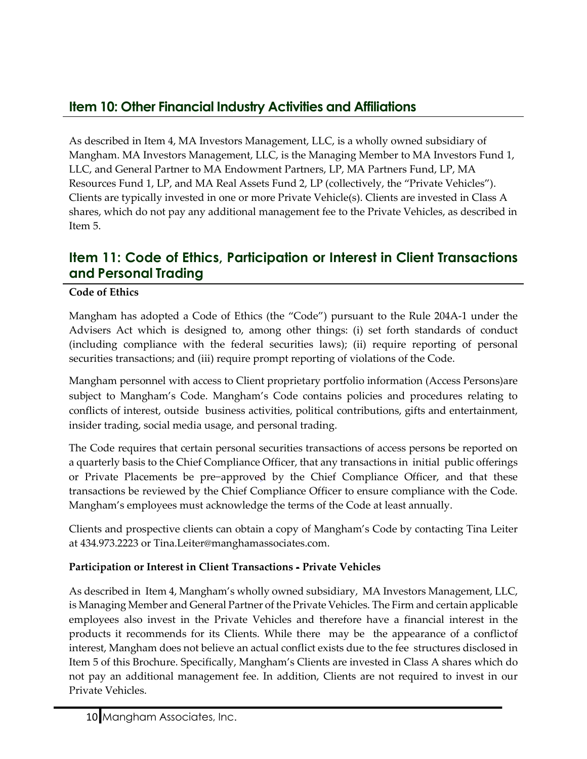## Item 10: Other Financial Industry Activities and Affiliations

As described in Item 4, MA Investors Management, LLC, is a wholly owned subsidiary of Mangham. MA Investors Management, LLC, is the Managing Member to MA Investors Fund 1, LLC, and General Partner to MA Endowment Partners, LP, MA Partners Fund, LP, MA Resources Fund 1, LP, and MA Real Assets Fund 2, LP (collectively, the "Private Vehicles"). Clients are typically invested in one or more Private Vehicle(s). Clients are invested in Class A shares, which do not pay any additional management fee to the Private Vehicles, as described in Item 5.

## Item 11: Code of Ethics, Participation or Interest in Client Transactions and Personal Trading

**Code of Ethics**

Mangham has adopted a Code of Ethics (the "Code") pursuant to the Rule 204A-1 under the Advisers Act which is designed to, among other things: (i) set forth standards of conduct (including compliance with the federal securities laws); (ii) require reporting of personal securities transactions; and (iii) require prompt reporting of violations of the Code.

Mangham personnel with access to Client proprietary portfolio information (Access Persons)are subject to Mangham's Code. Mangham's Code contains policies and procedures relating to conflicts of interest, outside business activities, political contributions, gifts and entertainment, insider trading, social media usage, and personal trading.

The Code requires that certain personal securities transactions of access persons be reported on a quarterly basis to the Chief Compliance Officer, that any transactions in initial public offerings or Private Placements be pre–approved by the Chief Compliance Officer, and that these transactions be reviewed by the Chief Compliance Officer to ensure compliance with the Code. Mangham's employees must acknowledge the terms of the Code at least annually.

Clients and prospective clients can obtain a copy of Mangham's Code by contacting Tina Leiter at 434.973.2223 or Tina.Leiter@manghamassociates.com.

**Participation or Interest in Client Transactions - Private Vehicles**

As described in Item 4, Mangham's wholly owned subsidiary, MA Investors Management, LLC, is Managing Member and General Partner of the Private Vehicles. The Firm and certain applicable employees also invest in the Private Vehicles and therefore have a financial interest in the products it recommends for its Clients. While there may be the appearance of a conflictof interest, Mangham does not believe an actual conflict exists due to the fee structures disclosed in Item 5 of this Brochure. Specifically, Mangham's Clients are invested in Class A shares which do not pay an additional management fee. In addition, Clients are not required to invest in our Private Vehicles.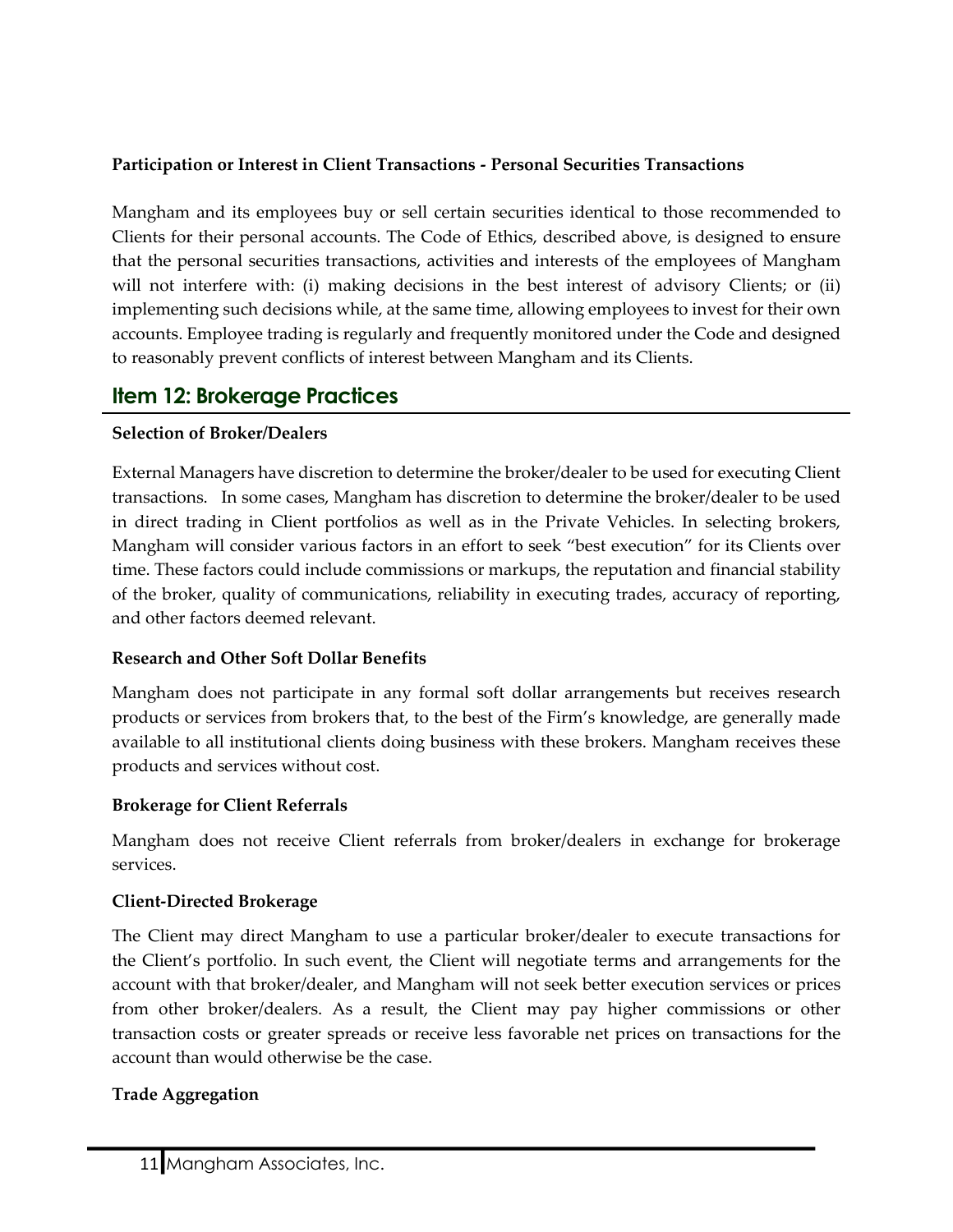**Participation or Interest in Client Transactions - Personal Securities Transactions**

Mangham and its employees buy or sell certain securities identical to those recommended to Clients for their personal accounts. The Code of Ethics, described above, is designed to ensure that the personal securities transactions, activities and interests of the employees of Mangham will not interfere with: (i) making decisions in the best interest of advisory Clients; or (ii) implementing such decisions while, at the same time, allowing employees to invest for their own accounts. Employee trading is regularly and frequently monitored under the Code and designed to reasonably prevent conflicts of interest between Mangham and its Clients.

## Item 12: Brokerage Practices

**Selection of Broker/Dealers**

External Managers have discretion to determine the broker/dealer to be used for executing Client transactions. In some cases, Mangham has discretion to determine the broker/dealer to be used in direct trading in Client portfolios as well as in the Private Vehicles. In selecting brokers, Mangham will consider various factors in an effort to seek "best execution" for its Clients over time. These factors could include commissions or markups, the reputation and financial stability of the broker, quality of communications, reliability in executing trades, accuracy of reporting, and other factors deemed relevant.

**Research and Other Soft Dollar Benefits**

Mangham does not participate in any formal soft dollar arrangements but receives research products or services from brokers that, to the best of the Firm's knowledge, are generally made available to all institutional clients doing business with these brokers. Mangham receives these products and services without cost.

**Brokerage for Client Referrals**

Mangham does not receive Client referrals from broker/dealers in exchange for brokerage services.

**Client-Directed Brokerage**

The Client may direct Mangham to use a particular broker/dealer to execute transactions for the Client's portfolio. In such event, the Client will negotiate terms and arrangements for the account with that broker/dealer, and Mangham will not seek better execution services or prices from other broker/dealers. As a result, the Client may pay higher commissions or other transaction costs or greater spreads or receive less favorable net prices on transactions for the account than would otherwise be the case.

**Trade Aggregation**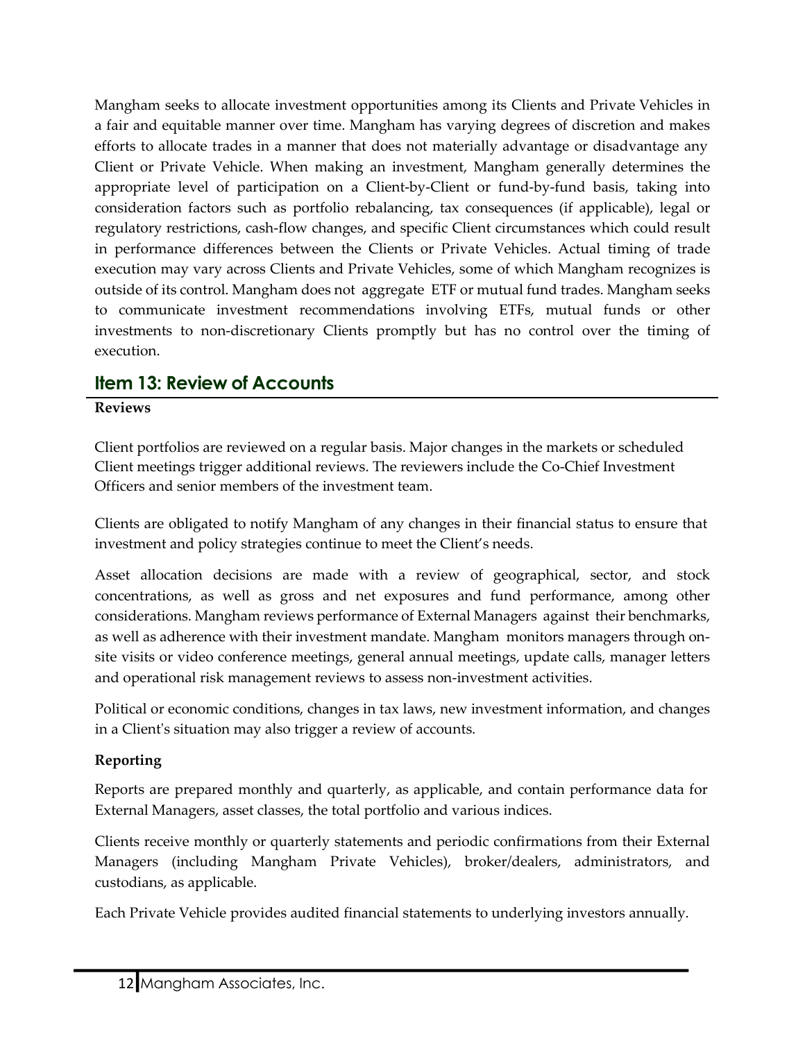Mangham seeks to allocate investment opportunities among its Clients and Private Vehicles in a fair and equitable manner over time. Mangham has varying degrees of discretion and makes efforts to allocate trades in a manner that does not materially advantage or disadvantage any Client or Private Vehicle. When making an investment, Mangham generally determines the appropriate level of participation on a Client-by-Client or fund-by-fund basis, taking into consideration factors such as portfolio rebalancing, tax consequences (if applicable), legal or regulatory restrictions, cash-flow changes, and specific Client circumstances which could result in performance differences between the Clients or Private Vehicles. Actual timing of trade execution may vary across Clients and Private Vehicles, some of which Mangham recognizes is outside of its control. Mangham does not aggregate ETF or mutual fund trades. Mangham seeks to communicate investment recommendations involving ETFs, mutual funds or other investments to non-discretionary Clients promptly but has no control over the timing of execution.

## Item 13: Review of Accounts

**Reviews**

Client portfolios are reviewed on a regular basis. Major changes in the markets or scheduled Client meetings trigger additional reviews. The reviewers include the Co-Chief Investment Officers and senior members of the investment team.

Clients are obligated to notify Mangham of any changes in their financial status to ensure that investment and policy strategies continue to meet the Client's needs.

Asset allocation decisions are made with a review of geographical, sector, and stock concentrations, as well as gross and net exposures and fund performance, among other considerations. Mangham reviews performance of External Managers against their benchmarks, as well as adherence with their investment mandate. Mangham monitors managers through on-site visits or video conference meetings, general annual meetings, update calls, manager letters and operational risk management reviews to assess non-investment activities.

Political or economic conditions, changes in tax laws, new investment information, and changes in a Client's situation may also trigger a review of accounts.

**Reporting**

Reports are prepared monthly and quarterly, as applicable, and contain performance data for External Managers, asset classes, the total portfolio and various indices.

Clients receive monthly or quarterly statements and periodic confirmations from their External Managers (including Mangham Private Vehicles), broker/dealers, administrators, and custodians, as applicable.

Each Private Vehicle provides audited financial statements to underlying investors annually.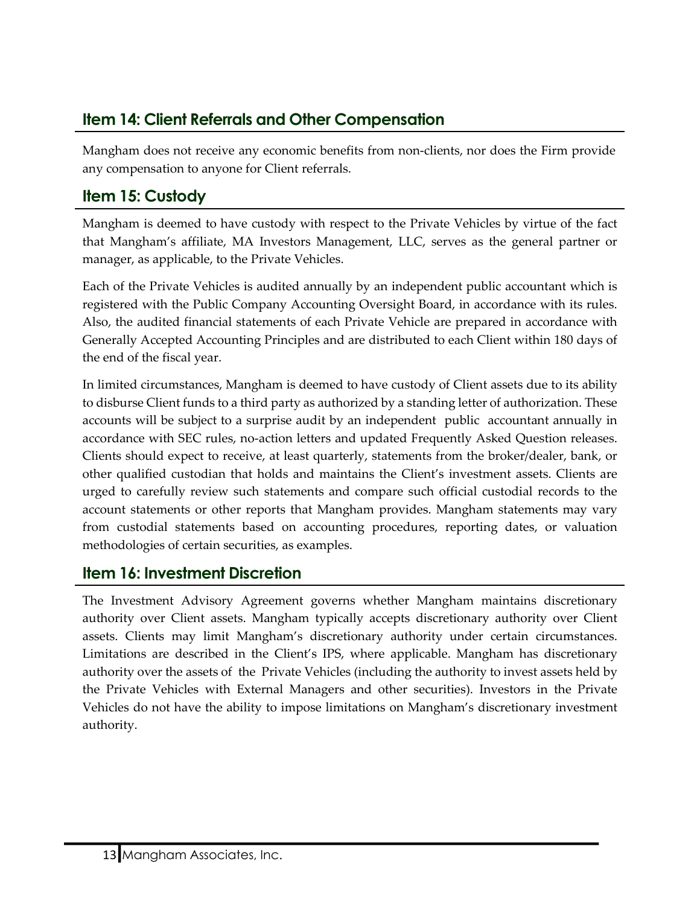## Item 14: Client Referrals and Other Compensation

Mangham does not receive any economic benefits from non-clients, nor does the Firm provide any compensation to anyone for Client referrals.

## Item 15: Custody

Mangham is deemed to have custody with respect to the Private Vehicles by virtue of the fact that Mangham's affiliate, MA Investors Management, LLC, serves as the general partner or manager, as applicable, to the Private Vehicles.

Each of the Private Vehicles is audited annually by an independent public accountant which is registered with the Public Company Accounting Oversight Board, in accordance with its rules. Also, the audited financial statements of each Private Vehicle are prepared in accordance with Generally Accepted Accounting Principles and are distributed to each Client within 180 days of the end of the fiscal year.

In limited circumstances, Mangham is deemed to have custody of Client assets due to its ability to disburse Client funds to a third party as authorized by a standing letter of authorization. These accounts will be subject to a surprise audit by an independent public accountant annually in accordance with SEC rules, no-action letters and updated Frequently Asked Question releases. Clients should expect to receive, at least quarterly, statements from the broker/dealer, bank, or other qualified custodian that holds and maintains the Client's investment assets. Clients are urged to carefully review such statements and compare such official custodial records to the account statements or other reports that Mangham provides. Mangham statements may vary from custodial statements based on accounting procedures, reporting dates, or valuation methodologies of certain securities, as examples.

## Item 16: Investment Discretion

The Investment Advisory Agreement governs whether Mangham maintains discretionary authority over Client assets. Mangham typically accepts discretionary authority over Client assets. Clients may limit Mangham's discretionary authority under certain circumstances. Limitations are described in the Client's IPS, where applicable. Mangham has discretionary authority over the assets of the Private Vehicles (including the authority to invest assets held by the Private Vehicles with External Managers and other securities). Investors in the Private Vehicles do not have the ability to impose limitations on Mangham's discretionary investment authority.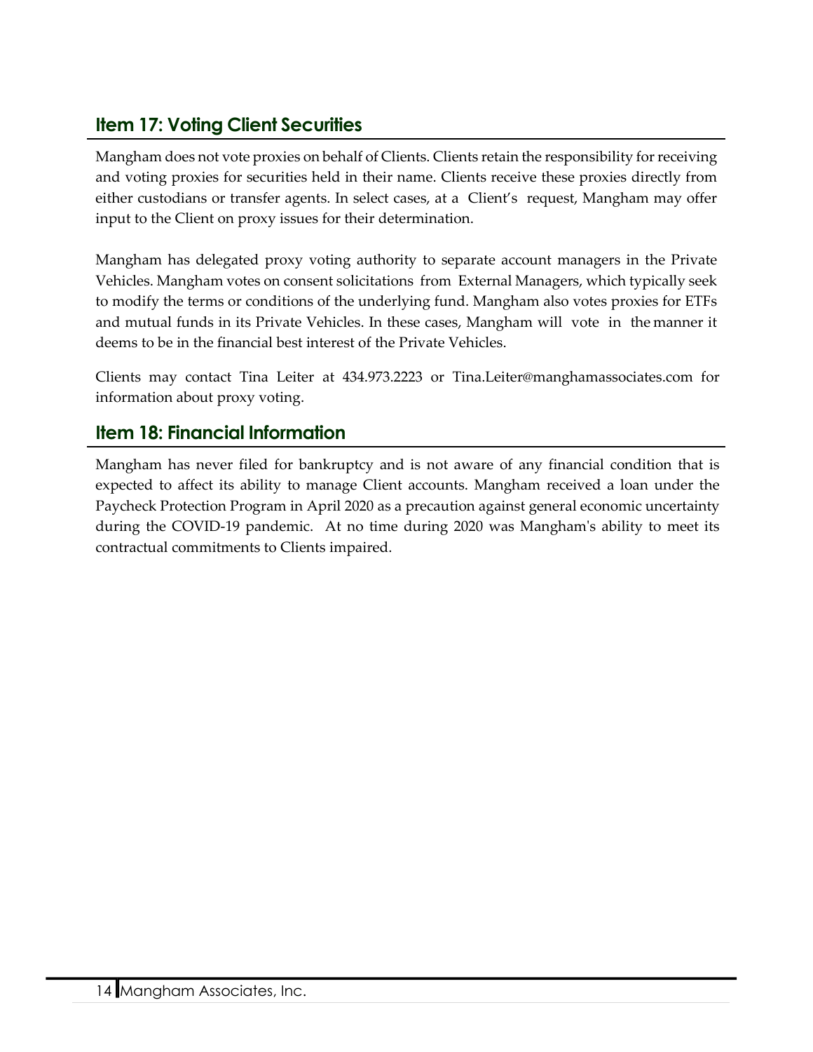## Item 17: Voting Client Securities

Mangham does not vote proxies on behalf of Clients. Clients retain the responsibility for receiving and voting proxies for securities held in their name. Clients receive these proxies directly from either custodians or transfer agents. In select cases, at a Client's request, Mangham may offer input to the Client on proxy issues for their determination.

Mangham has delegated proxy voting authority to separate account managers in the Private Vehicles. Mangham votes on consent solicitations from External Managers, which typically seek to modify the terms or conditions of the underlying fund. Mangham also votes proxies for ETFs and mutual funds in its Private Vehicles. In these cases, Mangham will vote in the manner it deems to be in the financial best interest of the Private Vehicles.

Clients may contact Tina Leiter at 434.973.2223 or Tina.Leiter@manghamassociates.com for information about proxy voting.

## Item 18: Financial Information

Mangham has never filed for bankruptcy and is not aware of any financial condition that is expected to affect its ability to manage Client accounts. Mangham received a loan under the Paycheck Protection Program in April 2020 as a precaution against general economic uncertainty during the COVID-19 pandemic. At no time during 2020 was Mangham's ability to meet its contractual commitments to Clients impaired.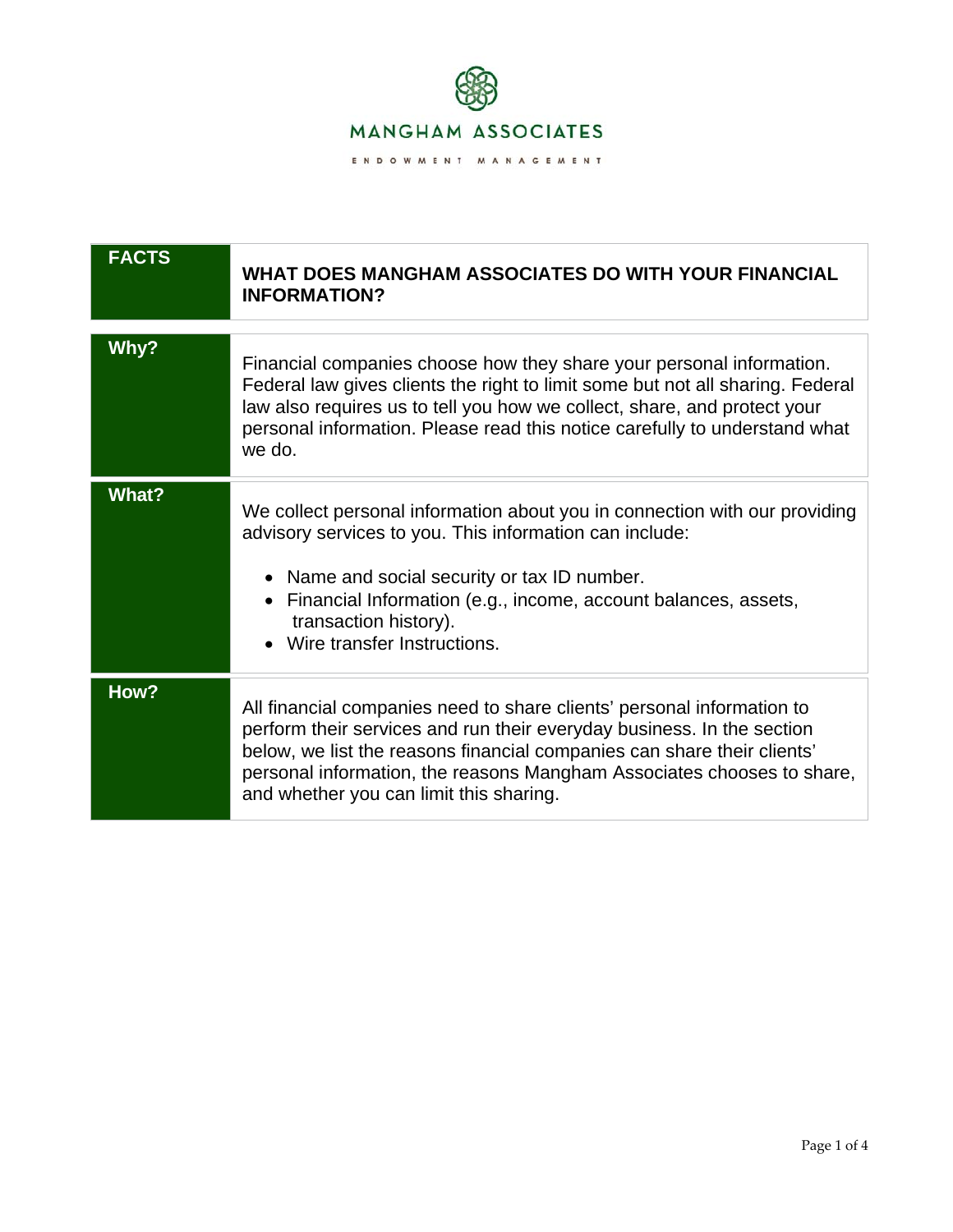MANGHAM ASSOCIATES

ENDOWMENT MANAGEMENT

| FACTS | WHAT DOES MANGHAM ASSOCIATES DO WITH YOUR FINANCIAL INFORMATION? |
|---|---|
| **Why?** | Financial companies choose how they share your personal information. Federal law gives clients the right to limit some but not all sharing. Federal law also requires us to tell you how we collect, share, and protect your personal information. Please read this notice carefully to understand what we do. |
| **What?** | We collect personal information about you in connection with our providing advisory services to you. This information can include:<br><br>• Name and social security or tax ID number.<br>• Financial Information (e.g., income, account balances, assets, transaction history).<br>• Wire transfer Instructions. |
| **How?** | All financial companies need to share clients' personal information to perform their services and run their everyday business. In the section below, we list the reasons financial companies can share their clients' personal information, the reasons Mangham Associates chooses to share, and whether you can limit this sharing. |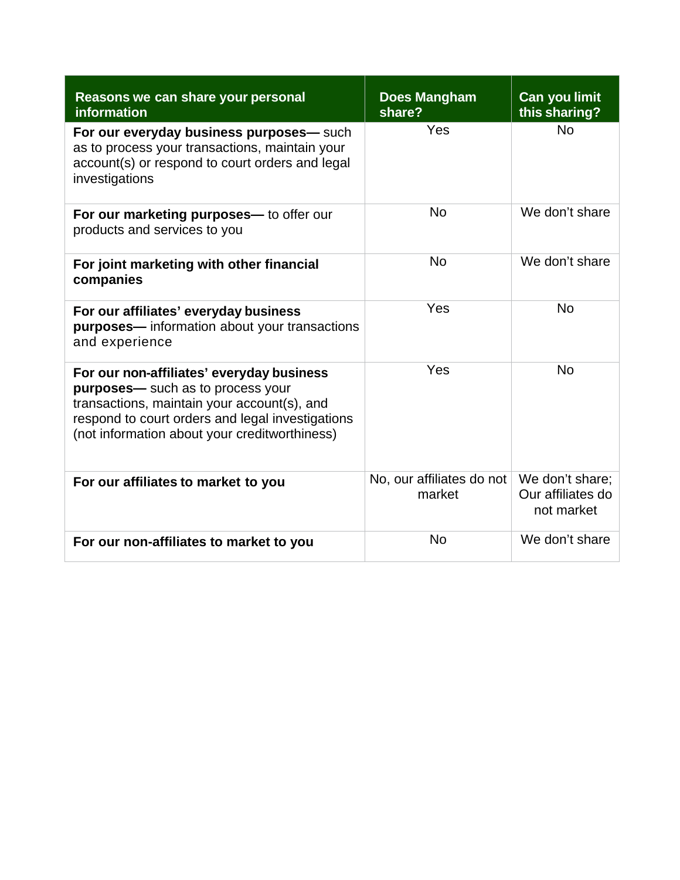| Reasons we can share your personal information | Does Mangham share? | Can you limit this sharing? |
|---|---|---|
| **For our everyday business purposes—** such as to process your transactions, maintain your account(s) or respond to court orders and legal investigations | Yes | No |
| **For our marketing purposes—** to offer our products and services to you | No | We don't share |
| **For joint marketing with other financial companies** | No | We don't share |
| **For our affiliates' everyday business purposes—** information about your transactions and experience | Yes | No |
| **For our non-affiliates' everyday business purposes—** such as to process your transactions, maintain your account(s), and respond to court orders and legal investigations (not information about your creditworthiness) | Yes | No |
| **For our affiliates to market to you** | No, our affiliates do not market | We don't share; Our affiliates do not market |
| **For our non-affiliates to market to you** | No | We don't share |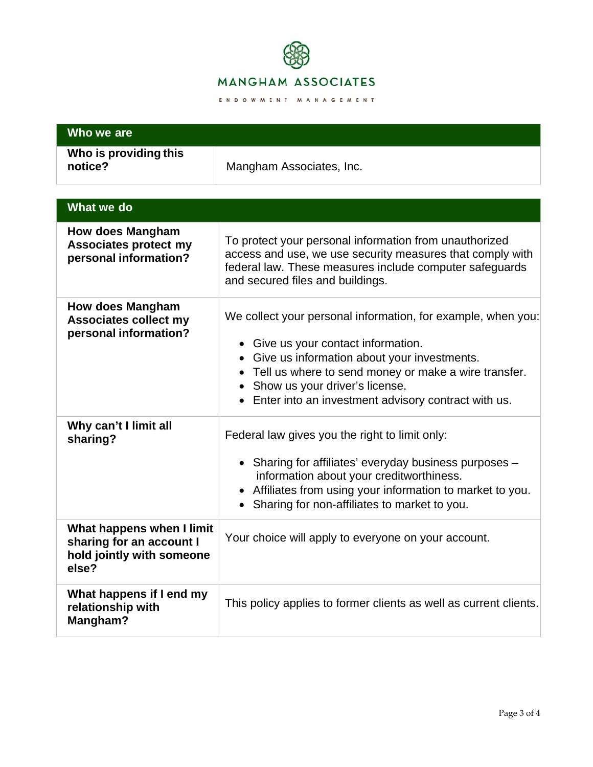MANGHAM ASSOCIATES

ENDOWMENT MANAGEMENT

| Who we are | |
|---|---|
| **Who is providing this notice?** | Mangham Associates, Inc. |

| What we do | |
|---|---|
| **How does Mangham Associates protect my personal information?** | To protect your personal information from unauthorized access and use, we use security measures that comply with federal law. These measures include computer safeguards and secured files and buildings. |
| **How does Mangham Associates collect my personal information?** | We collect your personal information, for example, when you:<br>• Give us your contact information.<br>• Give us information about your investments.<br>• Tell us where to send money or make a wire transfer.<br>• Show us your driver's license.<br>• Enter into an investment advisory contract with us. |
| **Why can't I limit all sharing?** | Federal law gives you the right to limit only:<br>• Sharing for affiliates' everyday business purposes – information about your creditworthiness.<br>• Affiliates from using your information to market to you.<br>• Sharing for non-affiliates to market to you. |
| **What happens when I limit sharing for an account I hold jointly with someone else?** | Your choice will apply to everyone on your account. |
| **What happens if I end my relationship with Mangham?** | This policy applies to former clients as well as current clients. |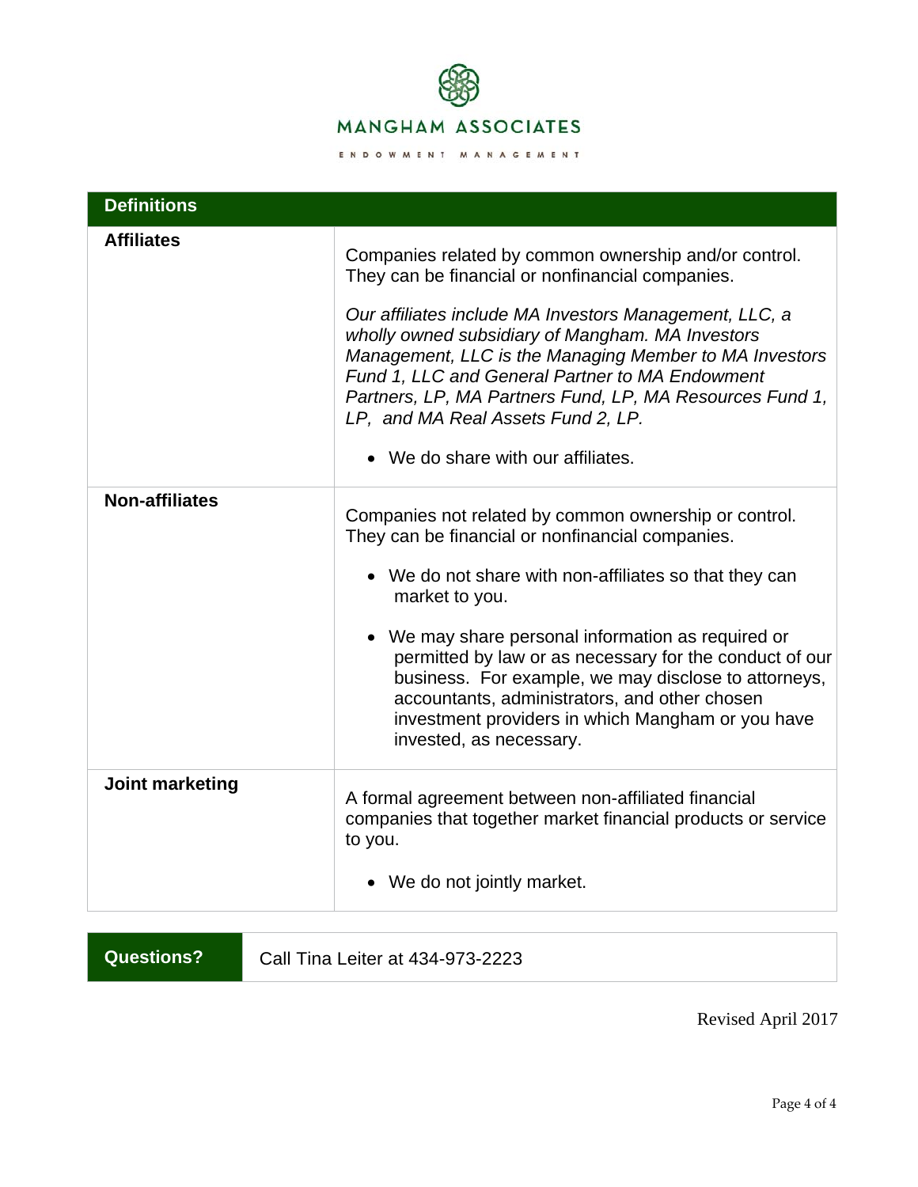MANGHAM ASSOCIATES

ENDOWMENT MANAGEMENT

| Definitions | |
|---|---|
| **Affiliates** | Companies related by common ownership and/or control. They can be financial or nonfinancial companies.<br><br>*Our affiliates include MA Investors Management, LLC, a wholly owned subsidiary of Mangham. MA Investors Management, LLC is the Managing Member to MA Investors Fund 1, LLC and General Partner to MA Endowment Partners, LP, MA Partners Fund, LP, MA Resources Fund 1, LP, and MA Real Assets Fund 2, LP.*<br><br>• We do share with our affiliates. |
| **Non-affiliates** | Companies not related by common ownership or control. They can be financial or nonfinancial companies.<br><br>• We do not share with non-affiliates so that they can market to you.<br><br>• We may share personal information as required or permitted by law or as necessary for the conduct of our business. For example, we may disclose to attorneys, accountants, administrators, and other chosen investment providers in which Mangham or you have invested, as necessary. |
| **Joint marketing** | A formal agreement between non-affiliated financial companies that together market financial products or service to you.<br><br>• We do not jointly market. |

| | |
|---|---|
| **Questions?** | Call Tina Leiter at 434-973-2223 |

Revised April 2017